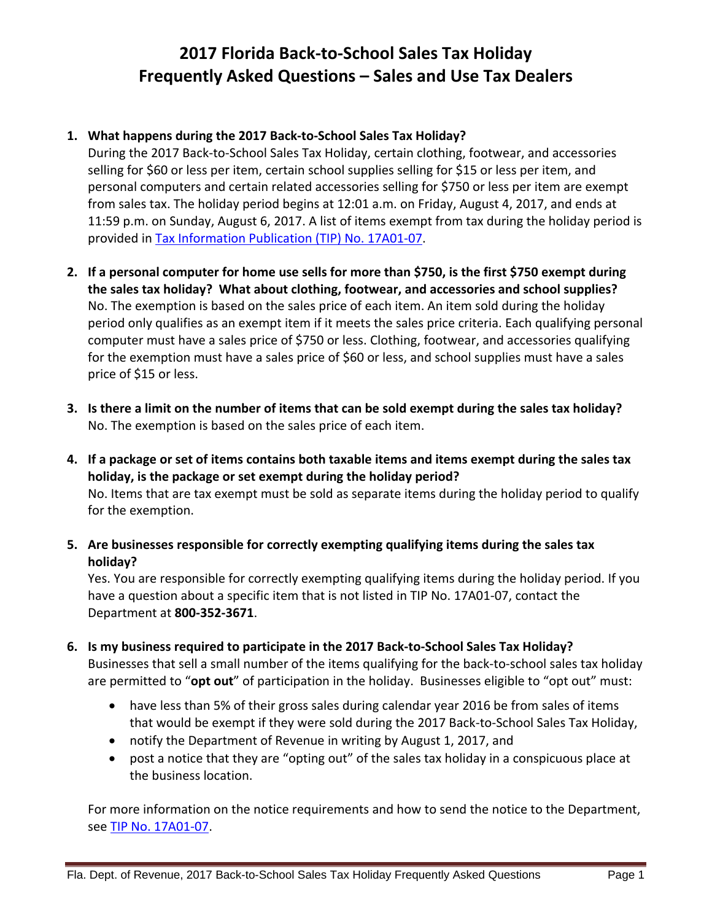# 2017 Florida Back-to-School Sales Tax Holiday
# Frequently Asked Questions – Sales and Use Tax Dealers

1. **What happens during the 2017 Back-to-School Sales Tax Holiday?**
   During the 2017 Back-to-School Sales Tax Holiday, certain clothing, footwear, and accessories selling for $60 or less per item, certain school supplies selling for $15 or less per item, and personal computers and certain related accessories selling for $750 or less per item are exempt from sales tax. The holiday period begins at 12:01 a.m. on Friday, August 4, 2017, and ends at 11:59 p.m. on Sunday, August 6, 2017. A list of items exempt from tax during the holiday period is provided in Tax Information Publication (TIP) No. 17A01-07.

2. **If a personal computer for home use sells for more than $750, is the first $750 exempt during the sales tax holiday? What about clothing, footwear, and accessories and school supplies?**
   No. The exemption is based on the sales price of each item. An item sold during the holiday period only qualifies as an exempt item if it meets the sales price criteria. Each qualifying personal computer must have a sales price of $750 or less. Clothing, footwear, and accessories qualifying for the exemption must have a sales price of $60 or less, and school supplies must have a sales price of $15 or less.

3. **Is there a limit on the number of items that can be sold exempt during the sales tax holiday?**
   No. The exemption is based on the sales price of each item.

4. **If a package or set of items contains both taxable items and items exempt during the sales tax holiday, is the package or set exempt during the holiday period?**
   No. Items that are tax exempt must be sold as separate items during the holiday period to qualify for the exemption.

5. **Are businesses responsible for correctly exempting qualifying items during the sales tax holiday?**
   Yes. You are responsible for correctly exempting qualifying items during the holiday period. If you have a question about a specific item that is not listed in TIP No. 17A01-07, contact the Department at **800-352-3671**.

6. **Is my business required to participate in the 2017 Back-to-School Sales Tax Holiday?**
   Businesses that sell a small number of the items qualifying for the back-to-school sales tax holiday are permitted to "**opt out**" of participation in the holiday. Businesses eligible to "opt out" must:

   - have less than 5% of their gross sales during calendar year 2016 be from sales of items that would be exempt if they were sold during the 2017 Back-to-School Sales Tax Holiday,
   - notify the Department of Revenue in writing by August 1, 2017, and
   - post a notice that they are "opting out" of the sales tax holiday in a conspicuous place at the business location.

   For more information on the notice requirements and how to send the notice to the Department, see TIP No. 17A01-07.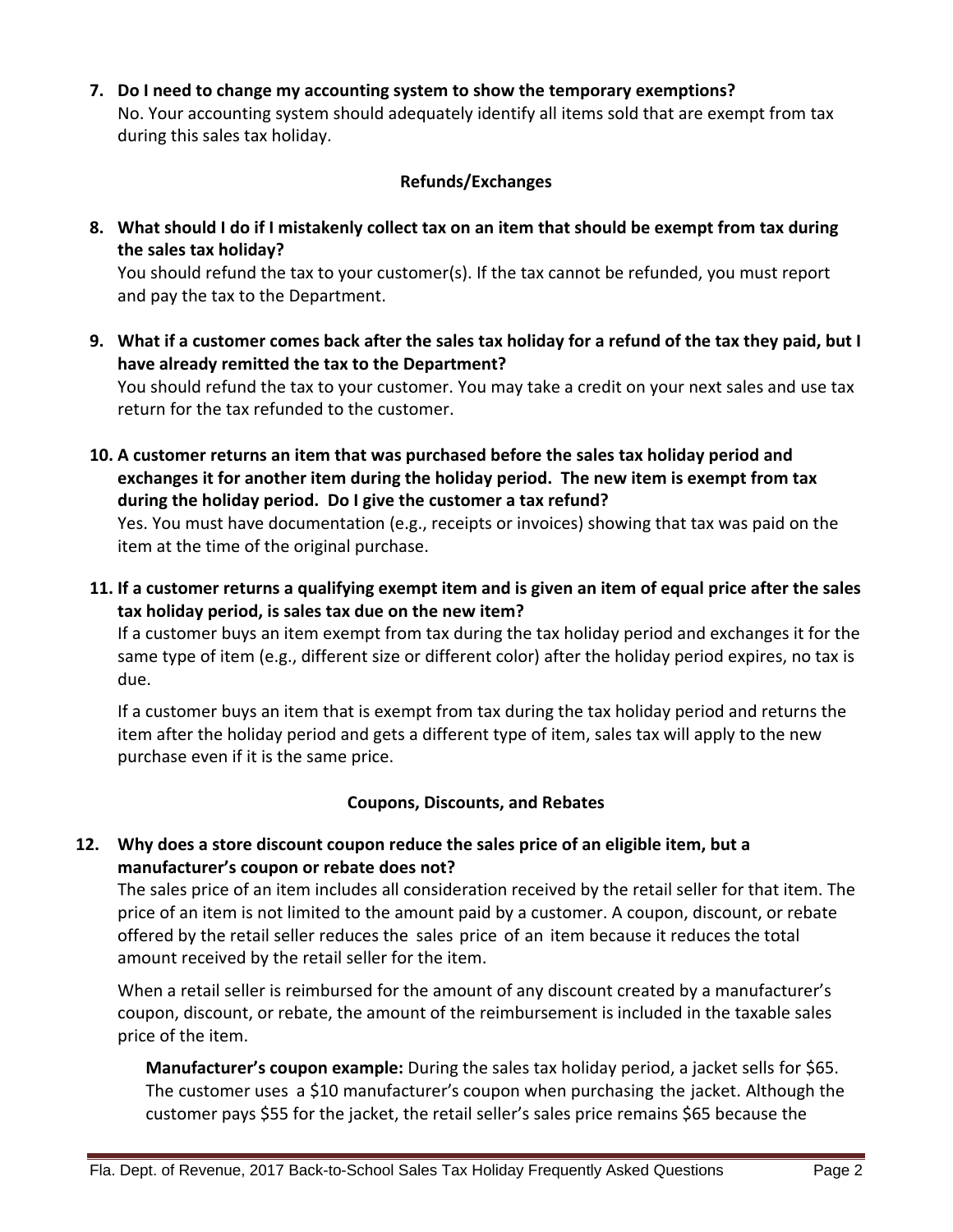7. **Do I need to change my accounting system to show the temporary exemptions?**
   No. Your accounting system should adequately identify all items sold that are exempt from tax during this sales tax holiday.

### Refunds/Exchanges

8. **What should I do if I mistakenly collect tax on an item that should be exempt from tax during the sales tax holiday?**
   You should refund the tax to your customer(s). If the tax cannot be refunded, you must report and pay the tax to the Department.

9. **What if a customer comes back after the sales tax holiday for a refund of the tax they paid, but I have already remitted the tax to the Department?**
   You should refund the tax to your customer. You may take a credit on your next sales and use tax return for the tax refunded to the customer.

10. **A customer returns an item that was purchased before the sales tax holiday period and exchanges it for another item during the holiday period. The new item is exempt from tax during the holiday period. Do I give the customer a tax refund?**
    Yes. You must have documentation (e.g., receipts or invoices) showing that tax was paid on the item at the time of the original purchase.

11. **If a customer returns a qualifying exempt item and is given an item of equal price after the sales tax holiday period, is sales tax due on the new item?**
    If a customer buys an item exempt from tax during the tax holiday period and exchanges it for the same type of item (e.g., different size or different color) after the holiday period expires, no tax is due.

    If a customer buys an item that is exempt from tax during the tax holiday period and returns the item after the holiday period and gets a different type of item, sales tax will apply to the new purchase even if it is the same price.

### Coupons, Discounts, and Rebates

12. **Why does a store discount coupon reduce the sales price of an eligible item, but a manufacturer's coupon or rebate does not?**
    The sales price of an item includes all consideration received by the retail seller for that item. The price of an item is not limited to the amount paid by a customer. A coupon, discount, or rebate offered by the retail seller reduces the sales price of an item because it reduces the total amount received by the retail seller for the item.

    When a retail seller is reimbursed for the amount of any discount created by a manufacturer's coupon, discount, or rebate, the amount of the reimbursement is included in the taxable sales price of the item.

    **Manufacturer's coupon example:** During the sales tax holiday period, a jacket sells for $65. The customer uses a $10 manufacturer's coupon when purchasing the jacket. Although the customer pays $55 for the jacket, the retail seller's sales price remains $65 because the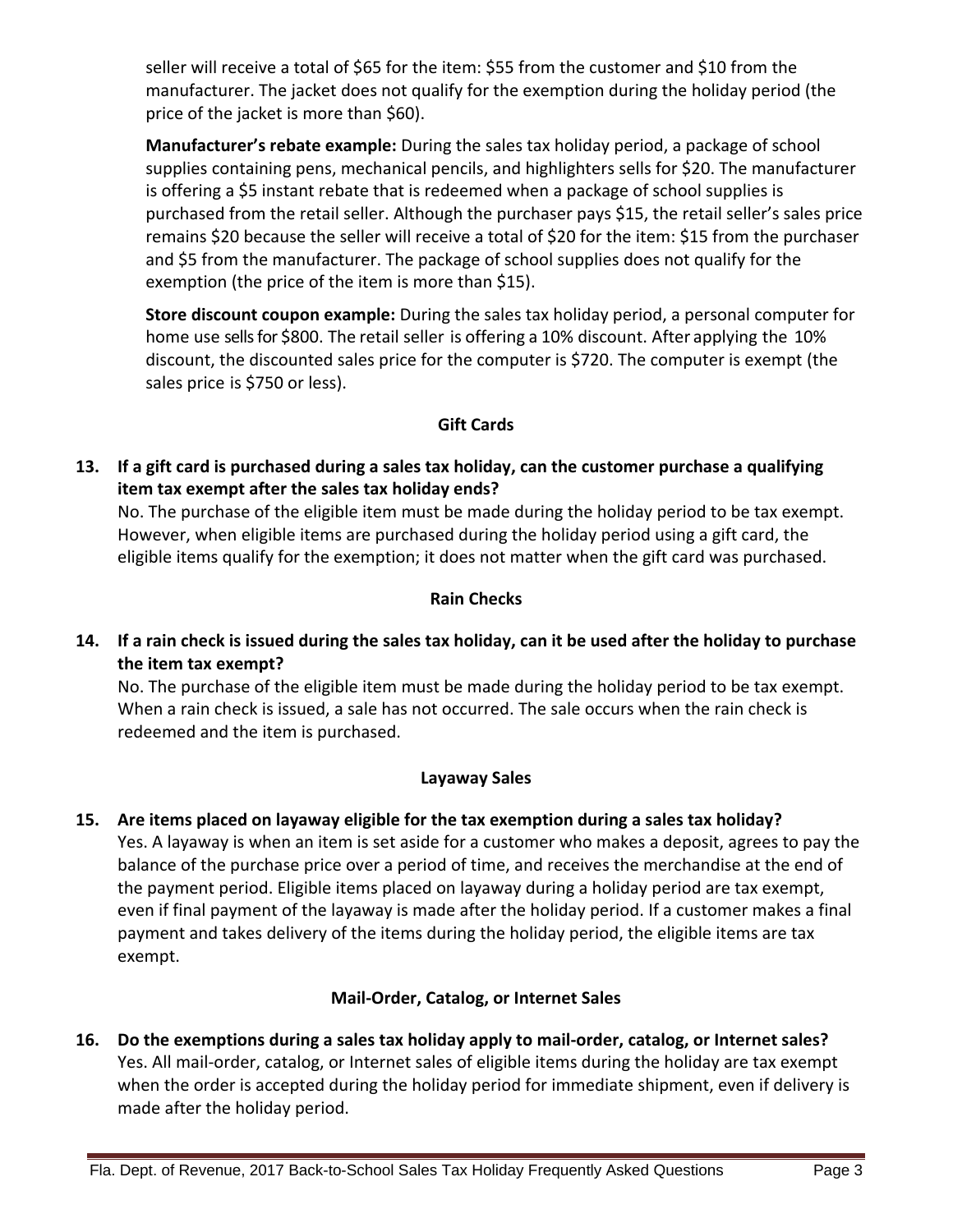seller will receive a total of $65 for the item: $55 from the customer and $10 from the manufacturer. The jacket does not qualify for the exemption during the holiday period (the price of the jacket is more than $60).

**Manufacturer's rebate example:** During the sales tax holiday period, a package of school supplies containing pens, mechanical pencils, and highlighters sells for $20. The manufacturer is offering a $5 instant rebate that is redeemed when a package of school supplies is purchased from the retail seller. Although the purchaser pays $15, the retail seller's sales price remains $20 because the seller will receive a total of $20 for the item: $15 from the purchaser and $5 from the manufacturer. The package of school supplies does not qualify for the exemption (the price of the item is more than $15).

**Store discount coupon example:** During the sales tax holiday period, a personal computer for home use sells for $800. The retail seller is offering a 10% discount. After applying the 10% discount, the discounted sales price for the computer is $720. The computer is exempt (the sales price is $750 or less).

### Gift Cards

**13. If a gift card is purchased during a sales tax holiday, can the customer purchase a qualifying item tax exempt after the sales tax holiday ends?**

No. The purchase of the eligible item must be made during the holiday period to be tax exempt. However, when eligible items are purchased during the holiday period using a gift card, the eligible items qualify for the exemption; it does not matter when the gift card was purchased.

### Rain Checks

**14. If a rain check is issued during the sales tax holiday, can it be used after the holiday to purchase the item tax exempt?**

No. The purchase of the eligible item must be made during the holiday period to be tax exempt. When a rain check is issued, a sale has not occurred. The sale occurs when the rain check is redeemed and the item is purchased.

### Layaway Sales

**15. Are items placed on layaway eligible for the tax exemption during a sales tax holiday?**

Yes. A layaway is when an item is set aside for a customer who makes a deposit, agrees to pay the balance of the purchase price over a period of time, and receives the merchandise at the end of the payment period. Eligible items placed on layaway during a holiday period are tax exempt, even if final payment of the layaway is made after the holiday period. If a customer makes a final payment and takes delivery of the items during the holiday period, the eligible items are tax exempt.

### Mail-Order, Catalog, or Internet Sales

**16. Do the exemptions during a sales tax holiday apply to mail-order, catalog, or Internet sales?**

Yes. All mail-order, catalog, or Internet sales of eligible items during the holiday are tax exempt when the order is accepted during the holiday period for immediate shipment, even if delivery is made after the holiday period.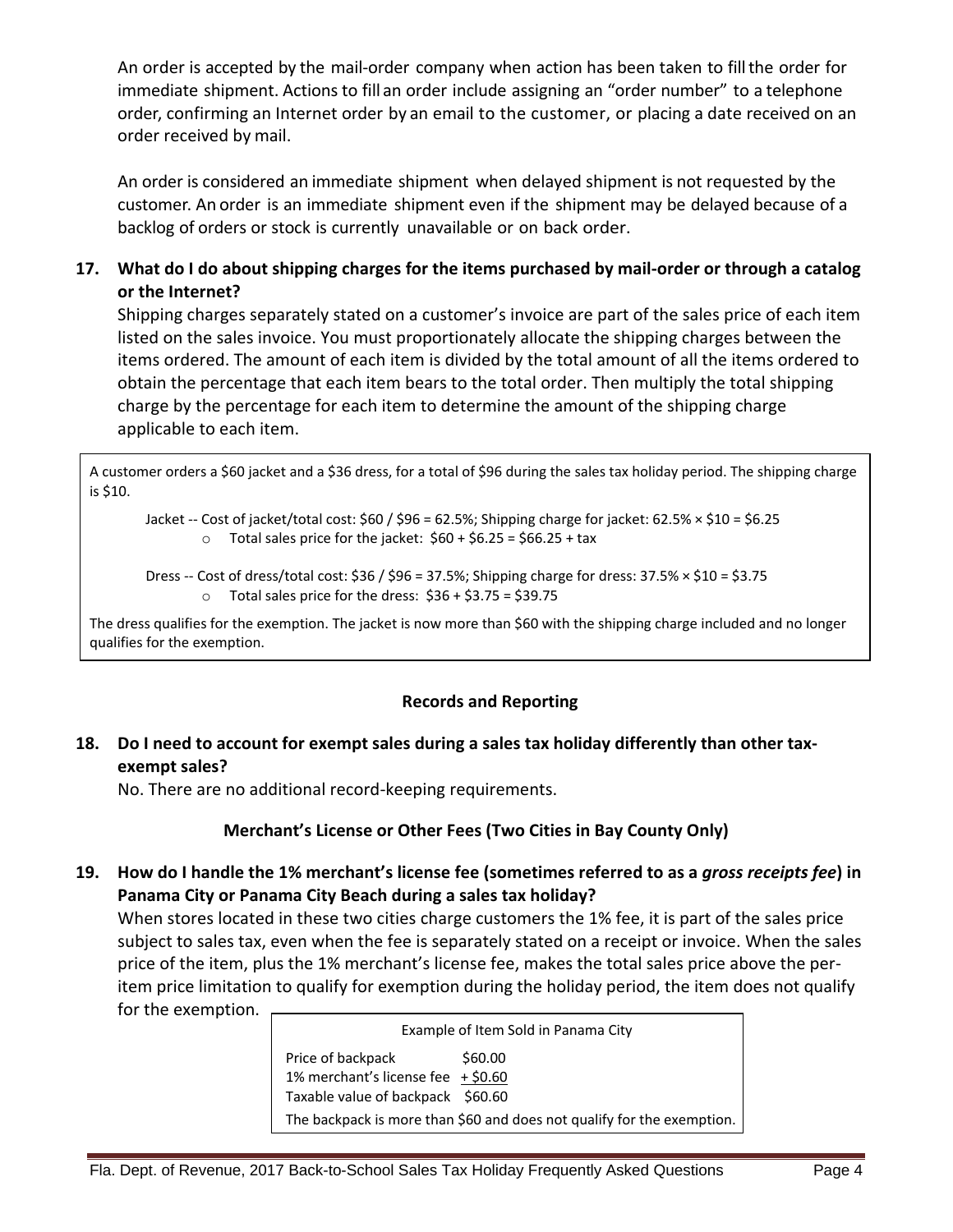An order is accepted by the mail-order company when action has been taken to fill the order for immediate shipment. Actions to fill an order include assigning an "order number" to a telephone order, confirming an Internet order by an email to the customer, or placing a date received on an order received by mail.

An order is considered an immediate shipment when delayed shipment is not requested by the customer. An order is an immediate shipment even if the shipment may be delayed because of a backlog of orders or stock is currently unavailable or on back order.

**17. What do I do about shipping charges for the items purchased by mail-order or through a catalog or the Internet?**

Shipping charges separately stated on a customer's invoice are part of the sales price of each item listed on the sales invoice. You must proportionately allocate the shipping charges between the items ordered. The amount of each item is divided by the total amount of all the items ordered to obtain the percentage that each item bears to the total order. Then multiply the total shipping charge by the percentage for each item to determine the amount of the shipping charge applicable to each item.

> A customer orders a $60 jacket and a $36 dress, for a total of $96 during the sales tax holiday period. The shipping charge is $10.
>
> Jacket -- Cost of jacket/total cost: $60 / $96 = 62.5%; Shipping charge for jacket: 62.5% × $10 = $6.25
> - Total sales price for the jacket: $60 + $6.25 = $66.25 + tax
>
> Dress -- Cost of dress/total cost: $36 / $96 = 37.5%; Shipping charge for dress: 37.5% × $10 = $3.75
> - Total sales price for the dress: $36 + $3.75 = $39.75
>
> The dress qualifies for the exemption. The jacket is now more than $60 with the shipping charge included and no longer qualifies for the exemption.

## Records and Reporting

**18. Do I need to account for exempt sales during a sales tax holiday differently than other tax-exempt sales?**

No. There are no additional record-keeping requirements.

## Merchant's License or Other Fees (Two Cities in Bay County Only)

**19. How do I handle the 1% merchant's license fee (sometimes referred to as a *gross receipts fee*) in Panama City or Panama City Beach during a sales tax holiday?**

When stores located in these two cities charge customers the 1% fee, it is part of the sales price subject to sales tax, even when the fee is separately stated on a receipt or invoice. When the sales price of the item, plus the 1% merchant's license fee, makes the total sales price above the per-item price limitation to qualify for exemption during the holiday period, the item does not qualify for the exemption.

Example of Item Sold in Panama City

| | |
|---|---|
| Price of backpack | $60.00 |
| 1% merchant's license fee | + $0.60 |
| Taxable value of backpack | $60.60 |

The backpack is more than $60 and does not qualify for the exemption.